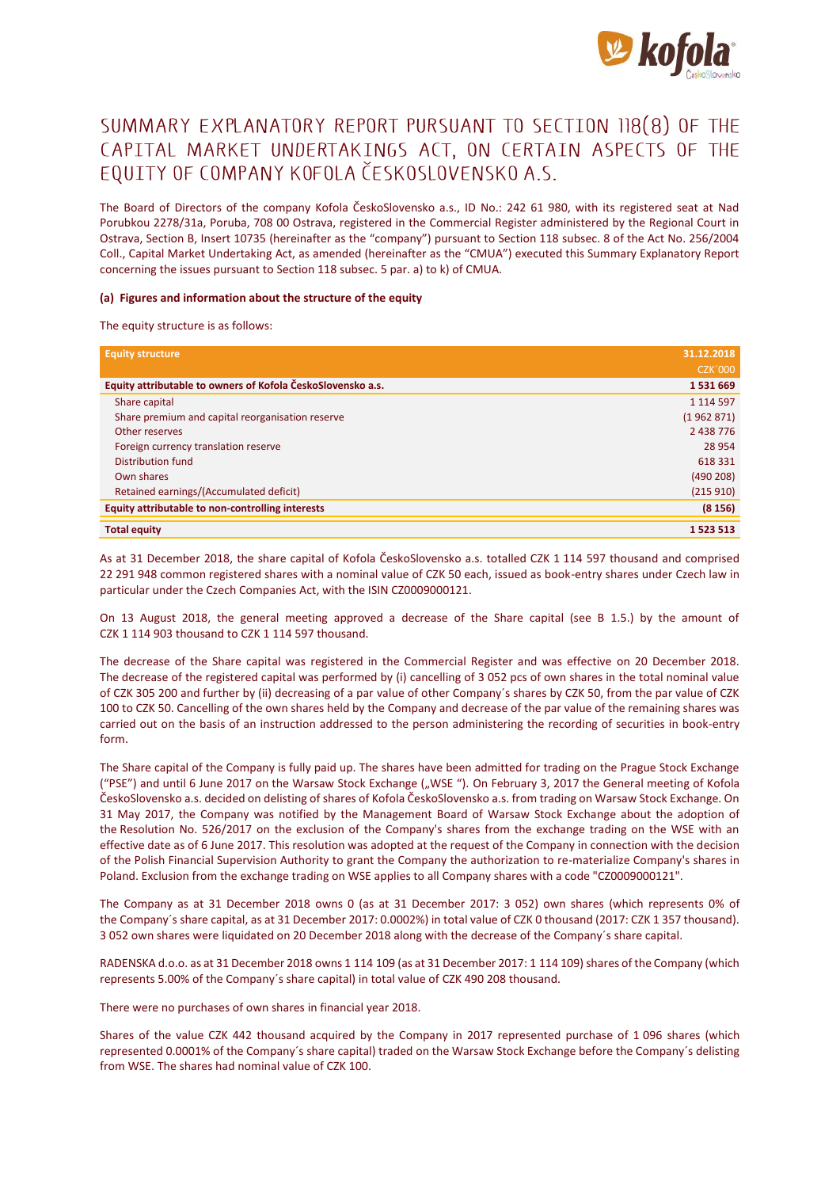# SUMMARY EXPLANATORY REPORT PURSUANT TO SECTION 118(8) OF THE CAPITAL MARKET UNDERTAKINGS ACT, ON CERTAIN ASPECTS OF THE EQUITY OF COMPANY KOFOLA ČESKOSLOVENSKO A.S.

The Board of Directors of the company Kofola ČeskoSlovensko a.s., ID No.: 242 61 980, with its registered seat at Nad Porubkou 2278/31a, Poruba, 708 00 Ostrava, registered in the Commercial Register administered by the Regional Court in Ostrava, Section B, Insert 10735 (hereinafter as the "company") pursuant to Section 118 subsec. 8 of the Act No. 256/2004 Coll., Capital Market Undertaking Act, as amended (hereinafter as the "CMUA") executed this Summary Explanatory Report concerning the issues pursuant to Section 118 subsec. 5 par. a) to k) of CMUA.

**(a) Figures and information about the structure of the equity**

The equity structure is as follows:

| Equity structure | 31.12.2018 CZK´000 |
|---|---|
| **Equity attributable to owners of Kofola ČeskoSlovensko a.s.** | **1 531 669** |
| Share capital | 1 114 597 |
| Share premium and capital reorganisation reserve | (1 962 871) |
| Other reserves | 2 438 776 |
| Foreign currency translation reserve | 28 954 |
| Distribution fund | 618 331 |
| Own shares | (490 208) |
| Retained earnings/(Accumulated deficit) | (215 910) |
| **Equity attributable to non-controlling interests** | **(8 156)** |
| **Total equity** | **1 523 513** |

As at 31 December 2018, the share capital of Kofola ČeskoSlovensko a.s. totalled CZK 1 114 597 thousand and comprised 22 291 948 common registered shares with a nominal value of CZK 50 each, issued as book-entry shares under Czech law in particular under the Czech Companies Act, with the ISIN CZ0009000121.

On 13 August 2018, the general meeting approved a decrease of the Share capital (see B 1.5.) by the amount of CZK 1 114 903 thousand to CZK 1 114 597 thousand.

The decrease of the Share capital was registered in the Commercial Register and was effective on 20 December 2018. The decrease of the registered capital was performed by (i) cancelling of 3 052 pcs of own shares in the total nominal value of CZK 305 200 and further by (ii) decreasing of a par value of other Company´s shares by CZK 50, from the par value of CZK 100 to CZK 50. Cancelling of the own shares held by the Company and decrease of the par value of the remaining shares was carried out on the basis of an instruction addressed to the person administering the recording of securities in book-entry form.

The Share capital of the Company is fully paid up. The shares have been admitted for trading on the Prague Stock Exchange ("PSE") and until 6 June 2017 on the Warsaw Stock Exchange („WSE "). On February 3, 2017 the General meeting of Kofola ČeskoSlovensko a.s. decided on delisting of shares of Kofola ČeskoSlovensko a.s. from trading on Warsaw Stock Exchange. On 31 May 2017, the Company was notified by the Management Board of Warsaw Stock Exchange about the adoption of the Resolution No. 526/2017 on the exclusion of the Company's shares from the exchange trading on the WSE with an effective date as of 6 June 2017. This resolution was adopted at the request of the Company in connection with the decision of the Polish Financial Supervision Authority to grant the Company the authorization to re-materialize Company's shares in Poland. Exclusion from the exchange trading on WSE applies to all Company shares with a code "CZ0009000121".

The Company as at 31 December 2018 owns 0 (as at 31 December 2017: 3 052) own shares (which represents 0% of the Company´s share capital, as at 31 December 2017: 0.0002%) in total value of CZK 0 thousand (2017: CZK 1 357 thousand). 3 052 own shares were liquidated on 20 December 2018 along with the decrease of the Company´s share capital.

RADENSKA d.o.o. as at 31 December 2018 owns 1 114 109 (as at 31 December 2017: 1 114 109) shares of the Company (which represents 5.00% of the Company´s share capital) in total value of CZK 490 208 thousand.

There were no purchases of own shares in financial year 2018.

Shares of the value CZK 442 thousand acquired by the Company in 2017 represented purchase of 1 096 shares (which represented 0.0001% of the Company´s share capital) traded on the Warsaw Stock Exchange before the Company´s delisting from WSE. The shares had nominal value of CZK 100.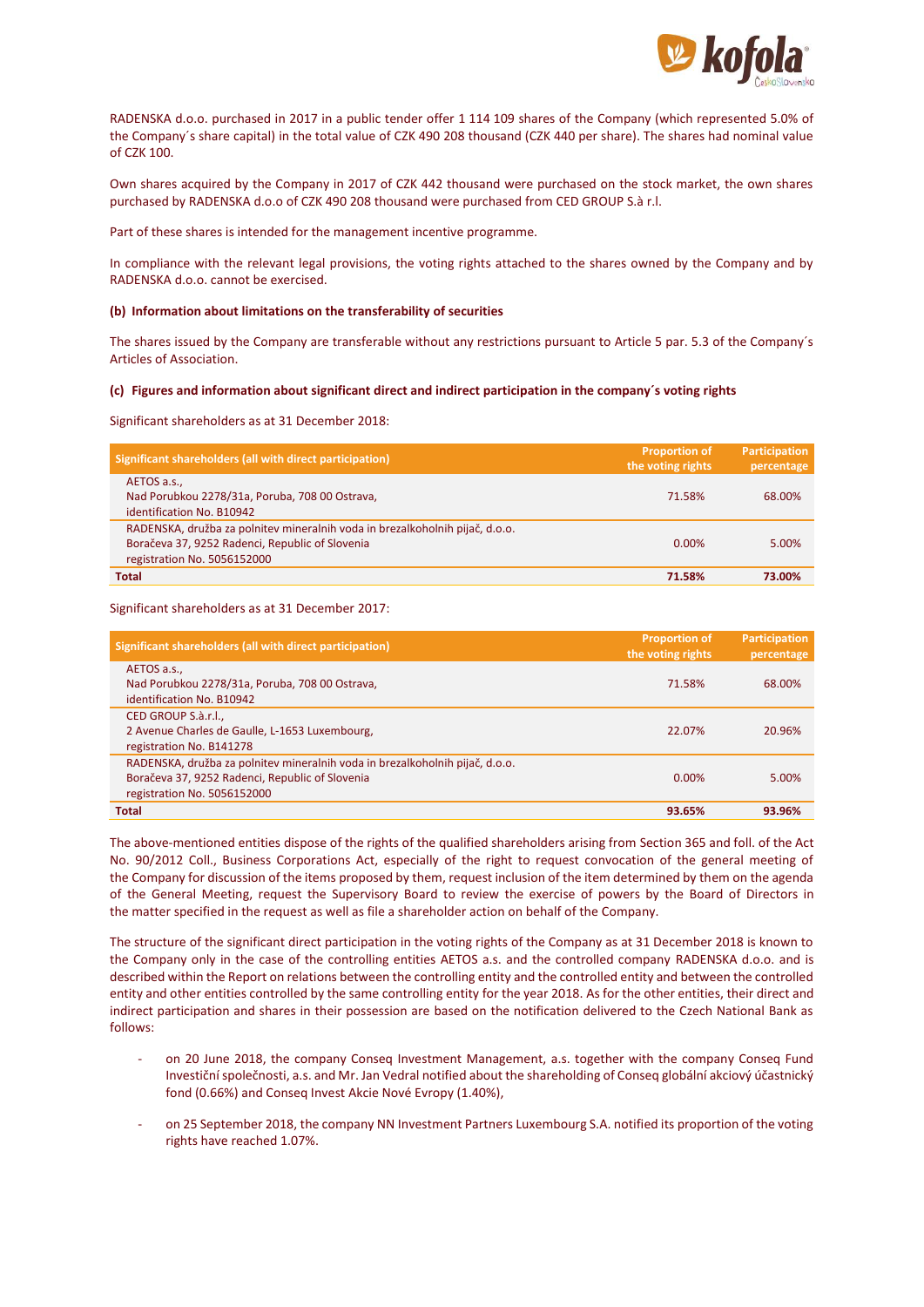RADENSKA d.o.o. purchased in 2017 in a public tender offer 1 114 109 shares of the Company (which represented 5.0% of the Company´s share capital) in the total value of CZK 490 208 thousand (CZK 440 per share). The shares had nominal value of CZK 100.

Own shares acquired by the Company in 2017 of CZK 442 thousand were purchased on the stock market, the own shares purchased by RADENSKA d.o.o of CZK 490 208 thousand were purchased from CED GROUP S.à r.l.

Part of these shares is intended for the management incentive programme.

In compliance with the relevant legal provisions, the voting rights attached to the shares owned by the Company and by RADENSKA d.o.o. cannot be exercised.

#### (b) Information about limitations on the transferability of securities

The shares issued by the Company are transferable without any restrictions pursuant to Article 5 par. 5.3 of the Company´s Articles of Association.

#### (c) Figures and information about significant direct and indirect participation in the company´s voting rights

Significant shareholders as at 31 December 2018:

| Significant shareholders (all with direct participation) | Proportion of the voting rights | Participation percentage |
|---|---|---|
| AETOS a.s., Nad Porubkou 2278/31a, Poruba, 708 00 Ostrava, identification No. B10942 | 71.58% | 68.00% |
| RADENSKA, družba za polnitev mineralnih voda in brezalkoholnih pijač, d.o.o. Boračeva 37, 9252 Radenci, Republic of Slovenia registration No. 5056152000 | 0.00% | 5.00% |
| **Total** | **71.58%** | **73.00%** |

Significant shareholders as at 31 December 2017:

| Significant shareholders (all with direct participation) | Proportion of the voting rights | Participation percentage |
|---|---|---|
| AETOS a.s., Nad Porubkou 2278/31a, Poruba, 708 00 Ostrava, identification No. B10942 | 71.58% | 68.00% |
| CED GROUP S.à.r.l., 2 Avenue Charles de Gaulle, L-1653 Luxembourg, registration No. B141278 | 22.07% | 20.96% |
| RADENSKA, družba za polnitev mineralnih voda in brezalkoholnih pijač, d.o.o. Boračeva 37, 9252 Radenci, Republic of Slovenia registration No. 5056152000 | 0.00% | 5.00% |
| **Total** | **93.65%** | **93.96%** |

The above-mentioned entities dispose of the rights of the qualified shareholders arising from Section 365 and foll. of the Act No. 90/2012 Coll., Business Corporations Act, especially of the right to request convocation of the general meeting of the Company for discussion of the items proposed by them, request inclusion of the item determined by them on the agenda of the General Meeting, request the Supervisory Board to review the exercise of powers by the Board of Directors in the matter specified in the request as well as file a shareholder action on behalf of the Company.

The structure of the significant direct participation in the voting rights of the Company as at 31 December 2018 is known to the Company only in the case of the controlling entities AETOS a.s. and the controlled company RADENSKA d.o.o. and is described within the Report on relations between the controlling entity and the controlled entity and between the controlled entity and other entities controlled by the same controlling entity for the year 2018. As for the other entities, their direct and indirect participation and shares in their possession are based on the notification delivered to the Czech National Bank as follows:

- on 20 June 2018, the company Conseq Investment Management, a.s. together with the company Conseq Fund Investiční společnosti, a.s. and Mr. Jan Vedral notified about the shareholding of Conseq globální akciový účastnický fond (0.66%) and Conseq Invest Akcie Nové Evropy (1.40%),
- on 25 September 2018, the company NN Investment Partners Luxembourg S.A. notified its proportion of the voting rights have reached 1.07%.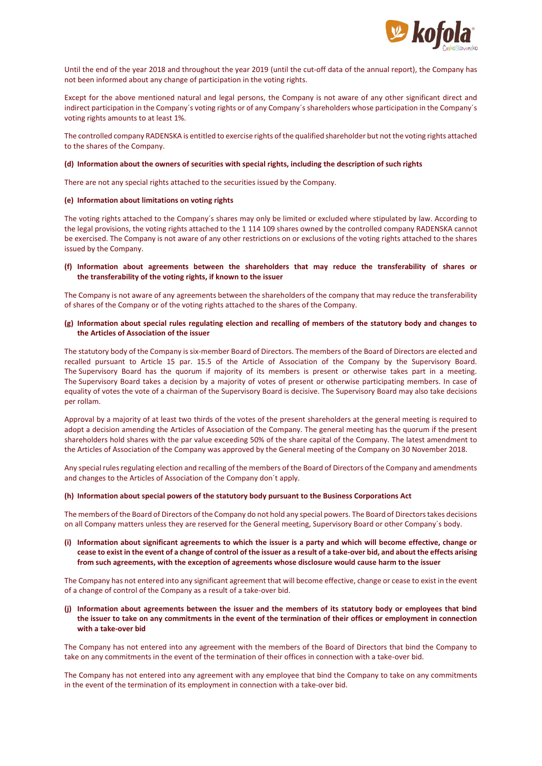Until the end of the year 2018 and throughout the year 2019 (until the cut-off data of the annual report), the Company has not been informed about any change of participation in the voting rights.

Except for the above mentioned natural and legal persons, the Company is not aware of any other significant direct and indirect participation in the Company´s voting rights or of any Company´s shareholders whose participation in the Company´s voting rights amounts to at least 1%.

The controlled company RADENSKA is entitled to exercise rights of the qualified shareholder but not the voting rights attached to the shares of the Company.

**(d) Information about the owners of securities with special rights, including the description of such rights**

There are not any special rights attached to the securities issued by the Company.

**(e) Information about limitations on voting rights**

The voting rights attached to the Company´s shares may only be limited or excluded where stipulated by law. According to the legal provisions, the voting rights attached to the 1 114 109 shares owned by the controlled company RADENSKA cannot be exercised. The Company is not aware of any other restrictions on or exclusions of the voting rights attached to the shares issued by the Company.

**(f) Information about agreements between the shareholders that may reduce the transferability of shares or the transferability of the voting rights, if known to the issuer**

The Company is not aware of any agreements between the shareholders of the company that may reduce the transferability of shares of the Company or of the voting rights attached to the shares of the Company.

**(g) Information about special rules regulating election and recalling of members of the statutory body and changes to the Articles of Association of the issuer**

The statutory body of the Company is six-member Board of Directors. The members of the Board of Directors are elected and recalled pursuant to Article 15 par. 15.5 of the Article of Association of the Company by the Supervisory Board. The Supervisory Board has the quorum if majority of its members is present or otherwise takes part in a meeting. The Supervisory Board takes a decision by a majority of votes of present or otherwise participating members. In case of equality of votes the vote of a chairman of the Supervisory Board is decisive. The Supervisory Board may also take decisions per rollam.

Approval by a majority of at least two thirds of the votes of the present shareholders at the general meeting is required to adopt a decision amending the Articles of Association of the Company. The general meeting has the quorum if the present shareholders hold shares with the par value exceeding 50% of the share capital of the Company. The latest amendment to the Articles of Association of the Company was approved by the General meeting of the Company on 30 November 2018.

Any special rules regulating election and recalling of the members of the Board of Directors of the Company and amendments and changes to the Articles of Association of the Company don´t apply.

**(h) Information about special powers of the statutory body pursuant to the Business Corporations Act**

The members of the Board of Directors of the Company do not hold any special powers. The Board of Directors takes decisions on all Company matters unless they are reserved for the General meeting, Supervisory Board or other Company´s body.

**(i) Information about significant agreements to which the issuer is a party and which will become effective, change or cease to exist in the event of a change of control of the issuer as a result of a take-over bid, and about the effects arising from such agreements, with the exception of agreements whose disclosure would cause harm to the issuer**

The Company has not entered into any significant agreement that will become effective, change or cease to exist in the event of a change of control of the Company as a result of a take-over bid.

**(j) Information about agreements between the issuer and the members of its statutory body or employees that bind the issuer to take on any commitments in the event of the termination of their offices or employment in connection with a take-over bid**

The Company has not entered into any agreement with the members of the Board of Directors that bind the Company to take on any commitments in the event of the termination of their offices in connection with a take-over bid.

The Company has not entered into any agreement with any employee that bind the Company to take on any commitments in the event of the termination of its employment in connection with a take-over bid.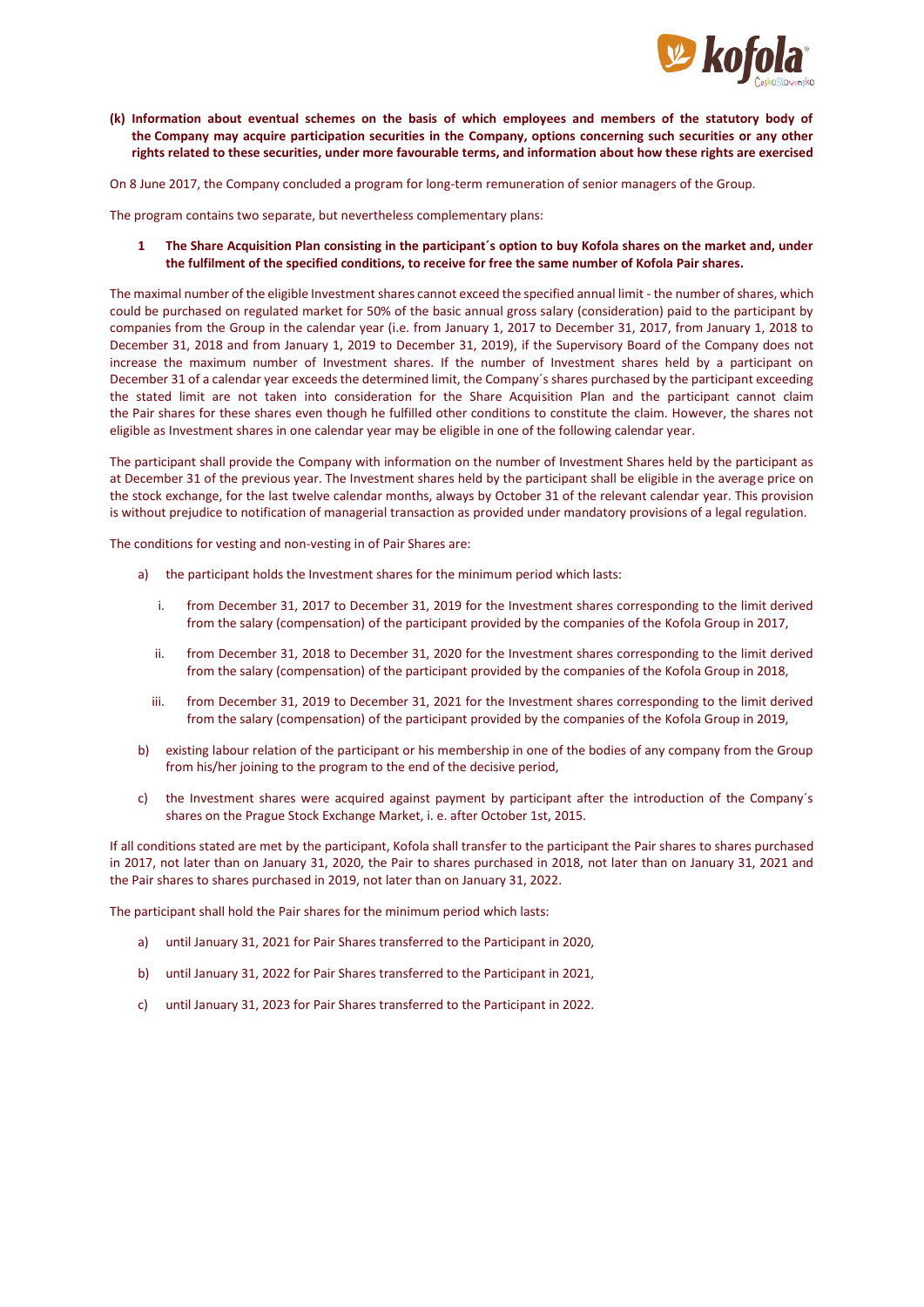**(k) Information about eventual schemes on the basis of which employees and members of the statutory body of the Company may acquire participation securities in the Company, options concerning such securities or any other rights related to these securities, under more favourable terms, and information about how these rights are exercised**

On 8 June 2017, the Company concluded a program for long-term remuneration of senior managers of the Group.

The program contains two separate, but nevertheless complementary plans:

**1 The Share Acquisition Plan consisting in the participant´s option to buy Kofola shares on the market and, under the fulfilment of the specified conditions, to receive for free the same number of Kofola Pair shares.**

The maximal number of the eligible Investment shares cannot exceed the specified annual limit - the number of shares, which could be purchased on regulated market for 50% of the basic annual gross salary (consideration) paid to the participant by companies from the Group in the calendar year (i.e. from January 1, 2017 to December 31, 2017, from January 1, 2018 to December 31, 2018 and from January 1, 2019 to December 31, 2019), if the Supervisory Board of the Company does not increase the maximum number of Investment shares. If the number of Investment shares held by a participant on December 31 of a calendar year exceeds the determined limit, the Company´s shares purchased by the participant exceeding the stated limit are not taken into consideration for the Share Acquisition Plan and the participant cannot claim the Pair shares for these shares even though he fulfilled other conditions to constitute the claim. However, the shares not eligible as Investment shares in one calendar year may be eligible in one of the following calendar year.

The participant shall provide the Company with information on the number of Investment Shares held by the participant as at December 31 of the previous year. The Investment shares held by the participant shall be eligible in the average price on the stock exchange, for the last twelve calendar months, always by October 31 of the relevant calendar year. This provision is without prejudice to notification of managerial transaction as provided under mandatory provisions of a legal regulation.

The conditions for vesting and non-vesting in of Pair Shares are:

a) the participant holds the Investment shares for the minimum period which lasts:

   i. from December 31, 2017 to December 31, 2019 for the Investment shares corresponding to the limit derived from the salary (compensation) of the participant provided by the companies of the Kofola Group in 2017,

   ii. from December 31, 2018 to December 31, 2020 for the Investment shares corresponding to the limit derived from the salary (compensation) of the participant provided by the companies of the Kofola Group in 2018,

   iii. from December 31, 2019 to December 31, 2021 for the Investment shares corresponding to the limit derived from the salary (compensation) of the participant provided by the companies of the Kofola Group in 2019,

b) existing labour relation of the participant or his membership in one of the bodies of any company from the Group from his/her joining to the program to the end of the decisive period,

c) the Investment shares were acquired against payment by participant after the introduction of the Company´s shares on the Prague Stock Exchange Market, i. e. after October 1st, 2015.

If all conditions stated are met by the participant, Kofola shall transfer to the participant the Pair shares to shares purchased in 2017, not later than on January 31, 2020, the Pair to shares purchased in 2018, not later than on January 31, 2021 and the Pair shares to shares purchased in 2019, not later than on January 31, 2022.

The participant shall hold the Pair shares for the minimum period which lasts:

a) until January 31, 2021 for Pair Shares transferred to the Participant in 2020,

b) until January 31, 2022 for Pair Shares transferred to the Participant in 2021,

c) until January 31, 2023 for Pair Shares transferred to the Participant in 2022.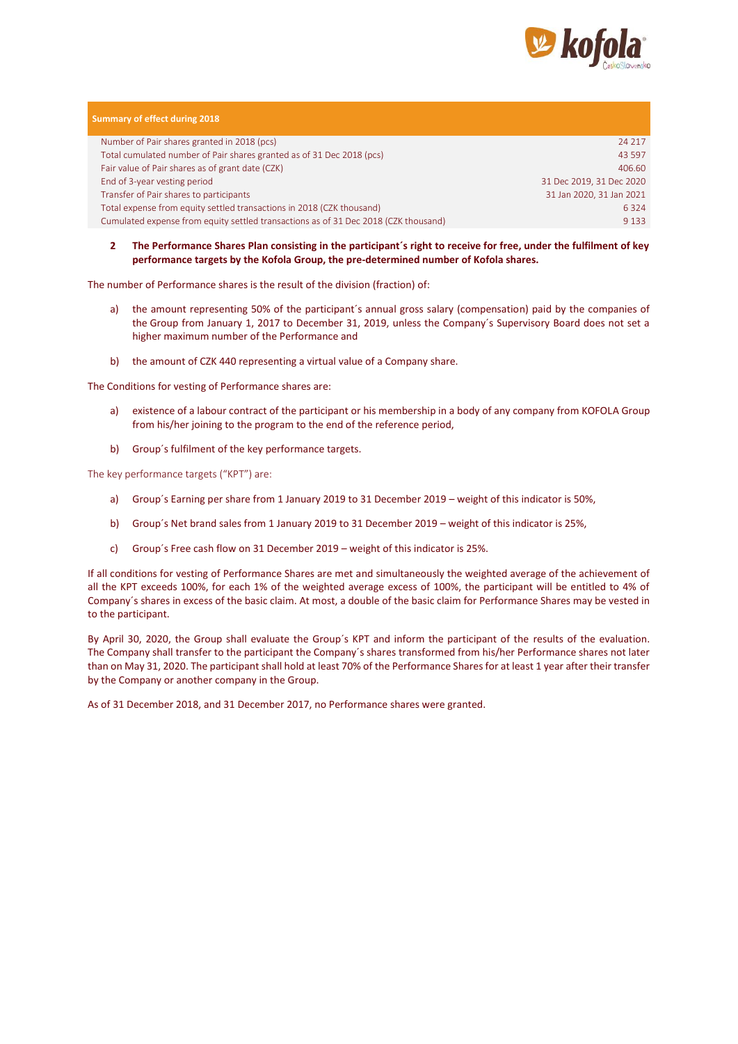| Summary of effect during 2018 | |
| --- | --- |
| Number of Pair shares granted in 2018 (pcs) | 24 217 |
| Total cumulated number of Pair shares granted as of 31 Dec 2018 (pcs) | 43 597 |
| Fair value of Pair shares as of grant date (CZK) | 406.60 |
| End of 3-year vesting period | 31 Dec 2019, 31 Dec 2020 |
| Transfer of Pair shares to participants | 31 Jan 2020, 31 Jan 2021 |
| Total expense from equity settled transactions in 2018 (CZK thousand) | 6 324 |
| Cumulated expense from equity settled transactions as of 31 Dec 2018 (CZK thousand) | 9 133 |

**2 The Performance Shares Plan consisting in the participant´s right to receive for free, under the fulfilment of key performance targets by the Kofola Group, the pre-determined number of Kofola shares.**

The number of Performance shares is the result of the division (fraction) of:

a) the amount representing 50% of the participant´s annual gross salary (compensation) paid by the companies of the Group from January 1, 2017 to December 31, 2019, unless the Company´s Supervisory Board does not set a higher maximum number of the Performance and

b) the amount of CZK 440 representing a virtual value of a Company share.

The Conditions for vesting of Performance shares are:

a) existence of a labour contract of the participant or his membership in a body of any company from KOFOLA Group from his/her joining to the program to the end of the reference period,

b) Group´s fulfilment of the key performance targets.

The key performance targets ("KPT") are:

a) Group´s Earning per share from 1 January 2019 to 31 December 2019 – weight of this indicator is 50%,

b) Group´s Net brand sales from 1 January 2019 to 31 December 2019 – weight of this indicator is 25%,

c) Group´s Free cash flow on 31 December 2019 – weight of this indicator is 25%.

If all conditions for vesting of Performance Shares are met and simultaneously the weighted average of the achievement of all the KPT exceeds 100%, for each 1% of the weighted average excess of 100%, the participant will be entitled to 4% of Company´s shares in excess of the basic claim. At most, a double of the basic claim for Performance Shares may be vested in to the participant.

By April 30, 2020, the Group shall evaluate the Group´s KPT and inform the participant of the results of the evaluation. The Company shall transfer to the participant the Company´s shares transformed from his/her Performance shares not later than on May 31, 2020. The participant shall hold at least 70% of the Performance Shares for at least 1 year after their transfer by the Company or another company in the Group.

As of 31 December 2018, and 31 December 2017, no Performance shares were granted.